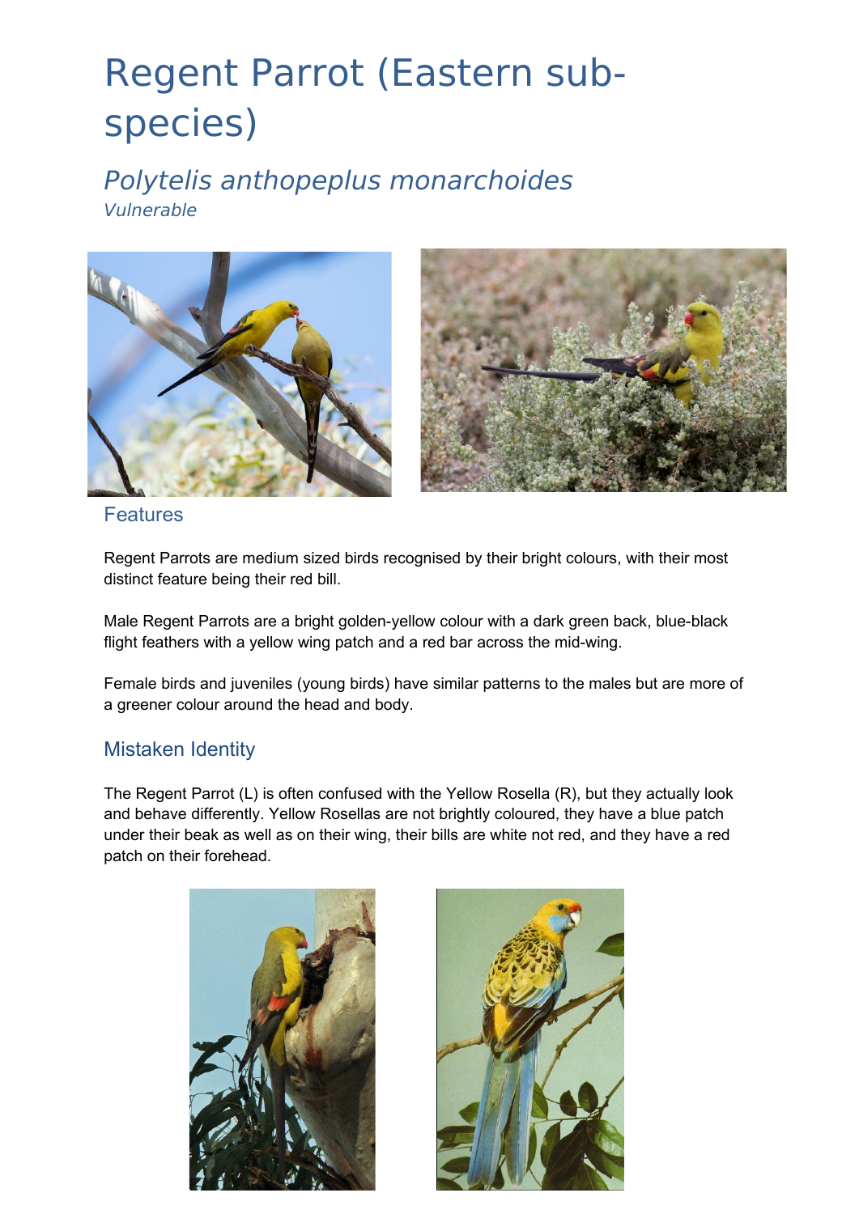# Regent Parrot (Eastern sub-species)

## *Polytelis anthopeplus monarchoides*

*Vulnerable*

### Features

Regent Parrots are medium sized birds recognised by their bright colours, with their most distinct feature being their red bill.

Male Regent Parrots are a bright golden-yellow colour with a dark green back, blue-black flight feathers with a yellow wing patch and a red bar across the mid-wing.

Female birds and juveniles (young birds) have similar patterns to the males but are more of a greener colour around the head and body.

### Mistaken Identity

The Regent Parrot (L) is often confused with the Yellow Rosella (R), but they actually look and behave differently. Yellow Rosellas are not brightly coloured, they have a blue patch under their beak as well as on their wing, their bills are white not red, and they have a red patch on their forehead.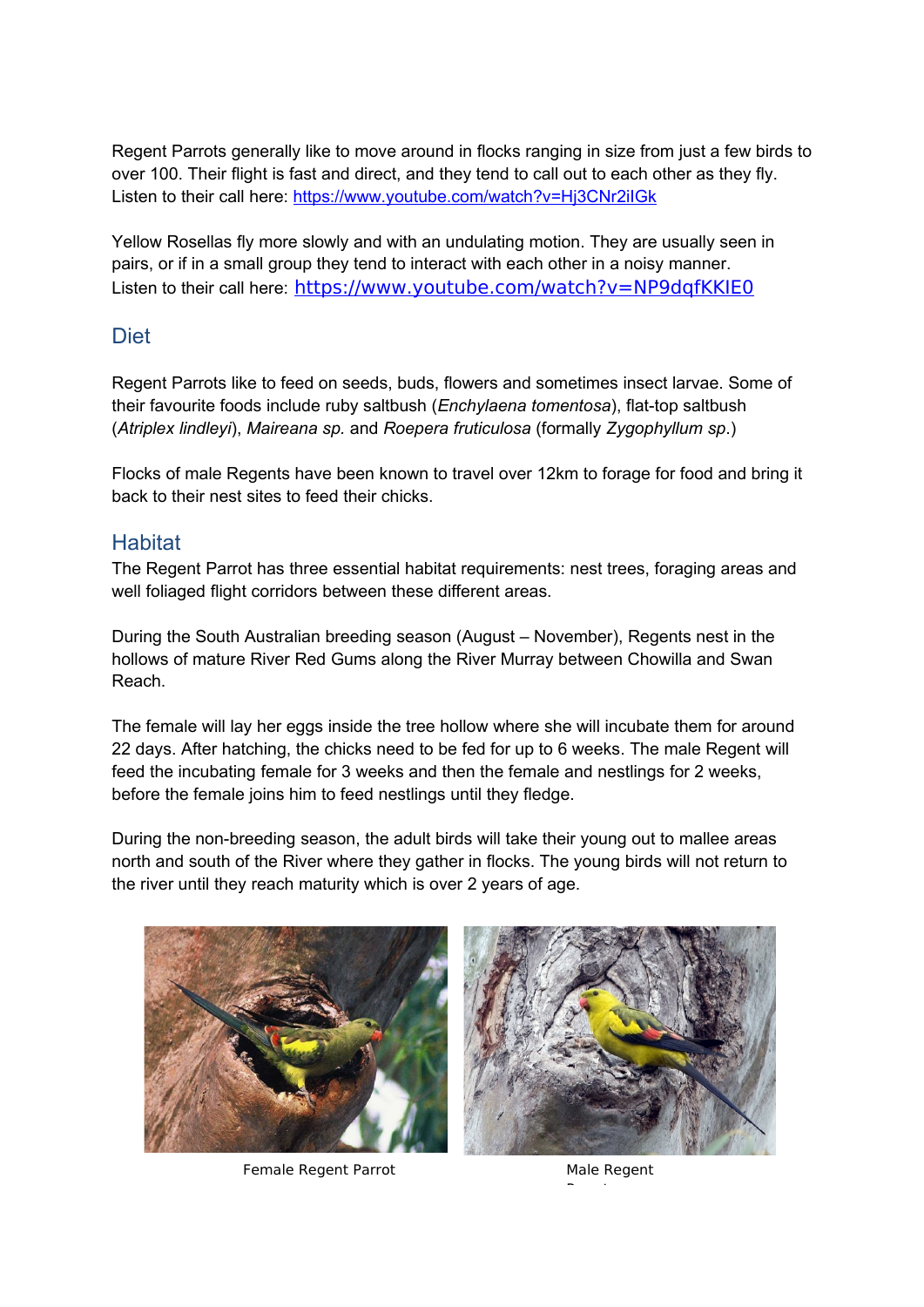Regent Parrots generally like to move around in flocks ranging in size from just a few birds to over 100. Their flight is fast and direct, and they tend to call out to each other as they fly. Listen to their call here: https://www.youtube.com/watch?v=Hj3CNr2iIGk

Yellow Rosellas fly more slowly and with an undulating motion. They are usually seen in pairs, or if in a small group they tend to interact with each other in a noisy manner. Listen to their call here: https://www.youtube.com/watch?v=NP9dqfKKIE0

## Diet

Regent Parrots like to feed on seeds, buds, flowers and sometimes insect larvae. Some of their favourite foods include ruby saltbush (*Enchylaena tomentosa*), flat-top saltbush (*Atriplex lindleyi*), *Maireana sp.* and *Roepera fruticulosa* (formally *Zygophyllum sp*.)

Flocks of male Regents have been known to travel over 12km to forage for food and bring it back to their nest sites to feed their chicks.

## Habitat

The Regent Parrot has three essential habitat requirements: nest trees, foraging areas and well foliaged flight corridors between these different areas.

During the South Australian breeding season (August – November), Regents nest in the hollows of mature River Red Gums along the River Murray between Chowilla and Swan Reach.

The female will lay her eggs inside the tree hollow where she will incubate them for around 22 days. After hatching, the chicks need to be fed for up to 6 weeks. The male Regent will feed the incubating female for 3 weeks and then the female and nestlings for 2 weeks, before the female joins him to feed nestlings until they fledge.

During the non-breeding season, the adult birds will take their young out to mallee areas north and south of the River where they gather in flocks. The young birds will not return to the river until they reach maturity which is over 2 years of age.

Female Regent Parrot

Male Regent Parrot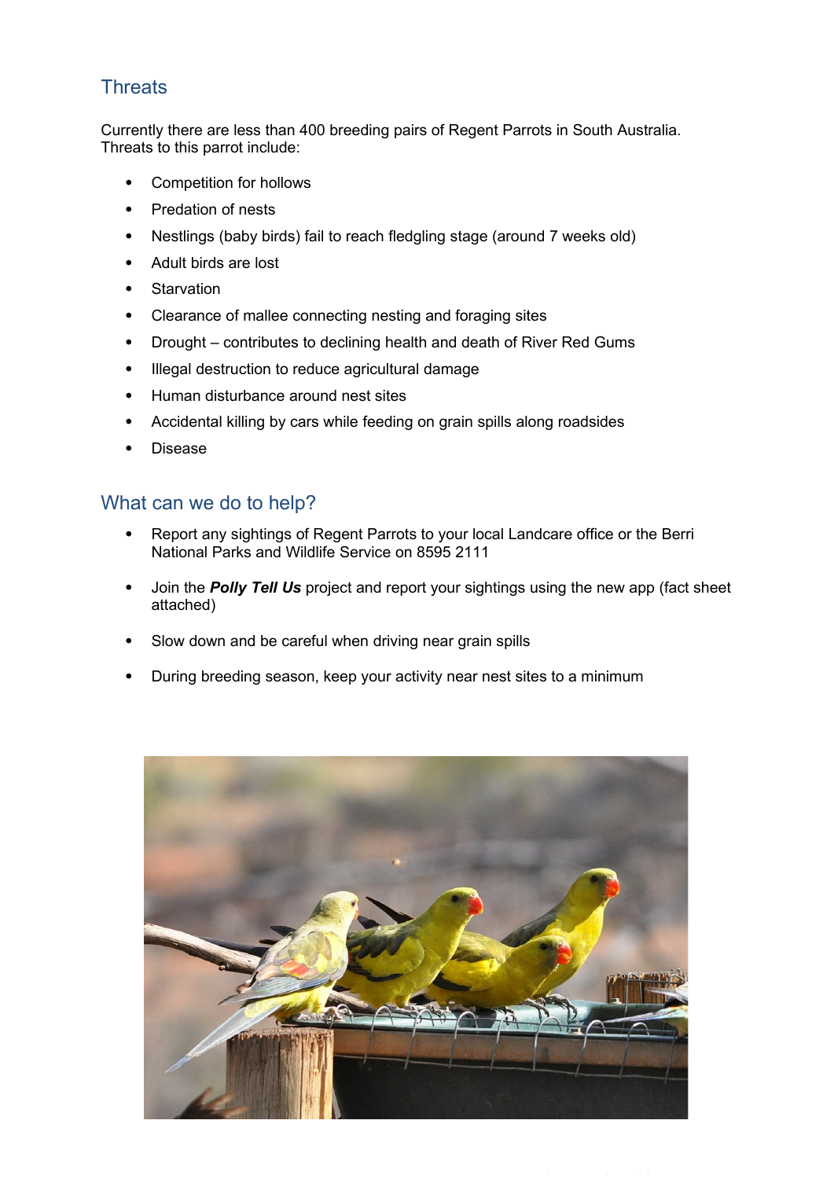## Threats

Currently there are less than 400 breeding pairs of Regent Parrots in South Australia. Threats to this parrot include:

- Competition for hollows
- Predation of nests
- Nestlings (baby birds) fail to reach fledgling stage (around 7 weeks old)
- Adult birds are lost
- Starvation
- Clearance of mallee connecting nesting and foraging sites
- Drought – contributes to declining health and death of River Red Gums
- Illegal destruction to reduce agricultural damage
- Human disturbance around nest sites
- Accidental killing by cars while feeding on grain spills along roadsides
- Disease

## What can we do to help?

- Report any sightings of Regent Parrots to your local Landcare office or the Berri National Parks and Wildlife Service on 8595 2111
- Join the ***Polly Tell Us*** project and report your sightings using the new app (fact sheet attached)
- Slow down and be careful when driving near grain spills
- During breeding season, keep your activity near nest sites to a minimum